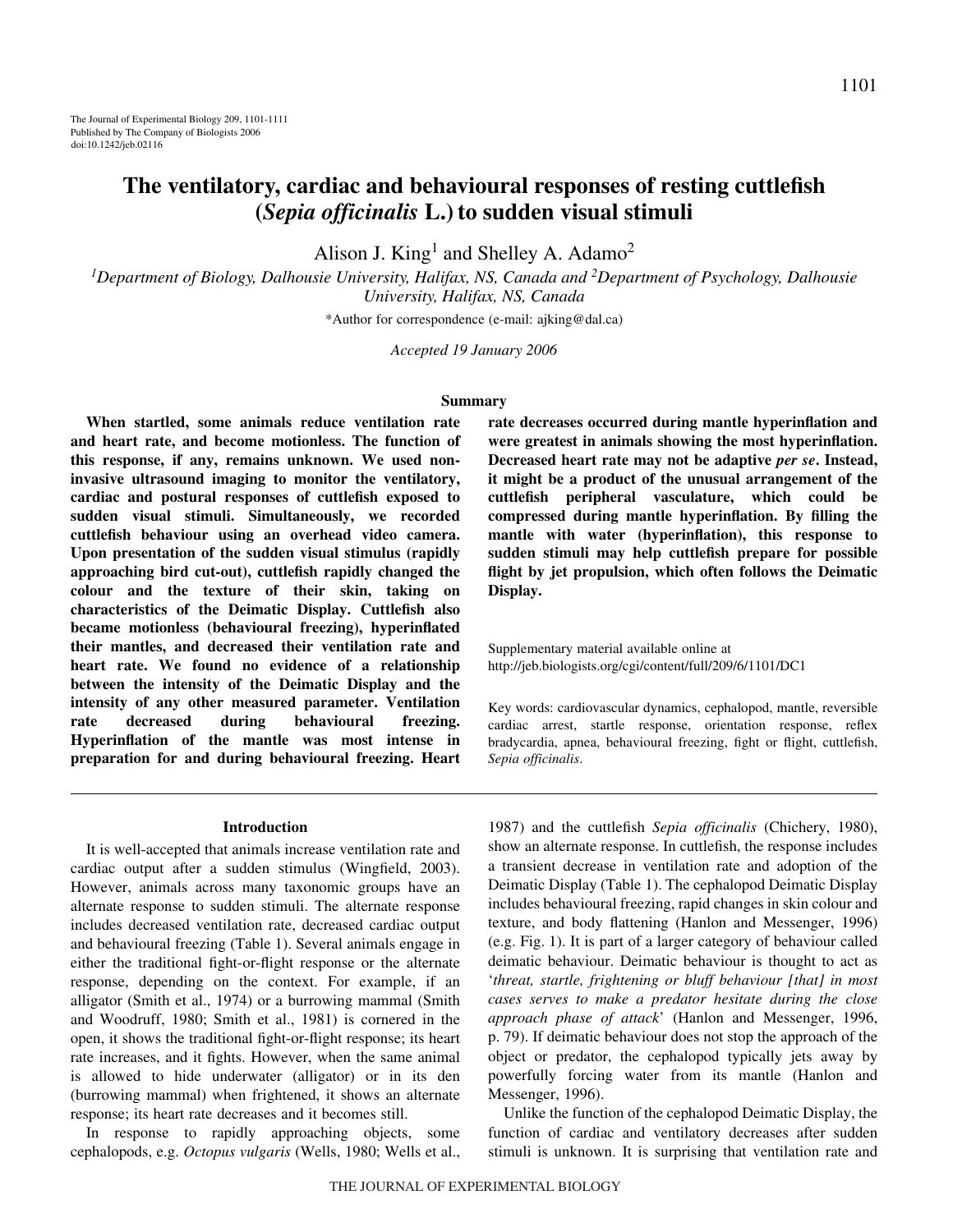# The ventilatory, cardiac and behavioural responses of resting cuttlefish (*Sepia officinalis* L.) to sudden visual stimuli

Alison J. King[1] and Shelley A. Adamo[2]

[1]Department of Biology, Dalhousie University, Halifax, NS, Canada and [2]Department of Psychology, Dalhousie University, Halifax, NS, Canada

*Author for correspondence (e-mail: ajking@dal.ca)

*Accepted 19 January 2006*

## Summary

**When startled, some animals reduce ventilation rate and heart rate, and become motionless. The function of this response, if any, remains unknown. We used non-invasive ultrasound imaging to monitor the ventilatory, cardiac and postural responses of cuttlefish exposed to sudden visual stimuli. Simultaneously, we recorded cuttlefish behaviour using an overhead video camera. Upon presentation of the sudden visual stimulus (rapidly approaching bird cut-out), cuttlefish rapidly changed the colour and the texture of their skin, taking on characteristics of the Deimatic Display. Cuttlefish also became motionless (behavioural freezing), hyperinflated their mantles, and decreased their ventilation rate and heart rate. We found no evidence of a relationship between the intensity of the Deimatic Display and the intensity of any other measured parameter. Ventilation rate decreased during behavioural freezing. Hyperinflation of the mantle was most intense in preparation for and during behavioural freezing. Heart rate decreases occurred during mantle hyperinflation and were greatest in animals showing the most hyperinflation. Decreased heart rate may not be adaptive *per se*. Instead, it might be a product of the unusual arrangement of the cuttlefish peripheral vasculature, which could be compressed during mantle hyperinflation. By filling the mantle with water (hyperinflation), this response to sudden stimuli may help cuttlefish prepare for possible flight by jet propulsion, which often follows the Deimatic Display.**

Supplementary material available online at http://jeb.biologists.org/cgi/content/full/209/6/1101/DC1

Key words: cardiovascular dynamics, cephalopod, mantle, reversible cardiac arrest, startle response, orientation response, reflex bradycardia, apnea, behavioural freezing, fight or flight, cuttlefish, *Sepia officinalis*.

## Introduction

It is well-accepted that animals increase ventilation rate and cardiac output after a sudden stimulus (Wingfield, 2003). However, animals across many taxonomic groups have an alternate response to sudden stimuli. The alternate response includes decreased ventilation rate, decreased cardiac output and behavioural freezing (Table 1). Several animals engage in either the traditional fight-or-flight response or the alternate response, depending on the context. For example, if an alligator (Smith et al., 1974) or a burrowing mammal (Smith and Woodruff, 1980; Smith et al., 1981) is cornered in the open, it shows the traditional fight-or-flight response; its heart rate increases, and it fights. However, when the same animal is allowed to hide underwater (alligator) or in its den (burrowing mammal) when frightened, it shows an alternate response; its heart rate decreases and it becomes still.

In response to rapidly approaching objects, some cephalopods, e.g. *Octopus vulgaris* (Wells, 1980; Wells et al., 1987) and the cuttlefish *Sepia officinalis* (Chichery, 1980), show an alternate response. In cuttlefish, the response includes a transient decrease in ventilation rate and adoption of the Deimatic Display (Table 1). The cephalopod Deimatic Display includes behavioural freezing, rapid changes in skin colour and texture, and body flattening (Hanlon and Messenger, 1996) (e.g. Fig. 1). It is part of a larger category of behaviour called deimatic behaviour. Deimatic behaviour is thought to act as '*threat, startle, frightening or bluff behaviour [that] in most cases serves to make a predator hesitate during the close approach phase of attack*' (Hanlon and Messenger, 1996, p. 79). If deimatic behaviour does not stop the approach of the object or predator, the cephalopod typically jets away by powerfully forcing water from its mantle (Hanlon and Messenger, 1996).

Unlike the function of the cephalopod Deimatic Display, the function of cardiac and ventilatory decreases after sudden stimuli is unknown. It is surprising that ventilation rate and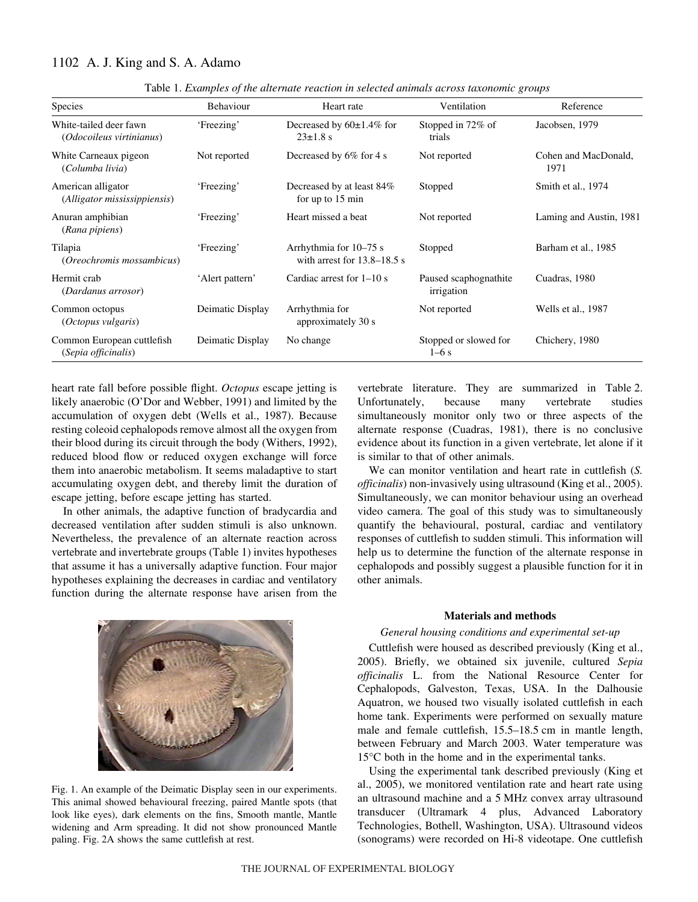Table 1. *Examples of the alternate reaction in selected animals across taxonomic groups*

| Species | Behaviour | Heart rate | Ventilation | Reference |
|---|---|---|---|---|
| White-tailed deer fawn (*Odocoileus virtinianus*) | 'Freezing' | Decreased by 60±1.4% for 23±1.8 s | Stopped in 72% of trials | Jacobsen, 1979 |
| White Carneaux pigeon (*Columba livia*) | Not reported | Decreased by 6% for 4 s | Not reported | Cohen and MacDonald, 1971 |
| American alligator (*Alligator mississippiensis*) | 'Freezing' | Decreased by at least 84% for up to 15 min | Stopped | Smith et al., 1974 |
| Anuran amphibian (*Rana pipiens*) | 'Freezing' | Heart missed a beat | Not reported | Laming and Austin, 1981 |
| Tilapia (*Oreochromis mossambicus*) | 'Freezing' | Arrhythmia for 10–75 s with arrest for 13.8–18.5 s | Stopped | Barham et al., 1985 |
| Hermit crab (*Dardanus arrosor*) | 'Alert pattern' | Cardiac arrest for 1–10 s | Paused scaphognathite irrigation | Cuadras, 1980 |
| Common octopus (*Octopus vulgaris*) | Deimatic Display | Arrhythmia for approximately 30 s | Not reported | Wells et al., 1987 |
| Common European cuttlefish (*Sepia officinalis*) | Deimatic Display | No change | Stopped or slowed for 1–6 s | Chichery, 1980 |

heart rate fall before possible flight. *Octopus* escape jetting is likely anaerobic (O'Dor and Webber, 1991) and limited by the accumulation of oxygen debt (Wells et al., 1987). Because resting coleoid cephalopods remove almost all the oxygen from their blood during its circuit through the body (Withers, 1992), reduced blood flow or reduced oxygen exchange will force them into anaerobic metabolism. It seems maladaptive to start accumulating oxygen debt, and thereby limit the duration of escape jetting, before escape jetting has started.

In other animals, the adaptive function of bradycardia and decreased ventilation after sudden stimuli is also unknown. Nevertheless, the prevalence of an alternate reaction across vertebrate and invertebrate groups (Table 1) invites hypotheses that assume it has a universally adaptive function. Four major hypotheses explaining the decreases in cardiac and ventilatory function during the alternate response have arisen from the vertebrate literature. They are summarized in Table 2. Unfortunately, because many vertebrate studies simultaneously monitor only two or three aspects of the alternate response (Cuadras, 1981), there is no conclusive evidence about its function in a given vertebrate, let alone if it is similar to that of other animals.

We can monitor ventilation and heart rate in cuttlefish (*S. officinalis*) non-invasively using ultrasound (King et al., 2005). Simultaneously, we can monitor behaviour using an overhead video camera. The goal of this study was to simultaneously quantify the behavioural, postural, cardiac and ventilatory responses of cuttlefish to sudden stimuli. This information will help us to determine the function of the alternate response in cephalopods and possibly suggest a plausible function for it in other animals.

Fig. 1. An example of the Deimatic Display seen in our experiments. This animal showed behavioural freezing, paired Mantle spots (that look like eyes), dark elements on the fins, Smooth mantle, Mantle widening and Arm spreading. It did not show pronounced Mantle paling. Fig. 2A shows the same cuttlefish at rest.

## Materials and methods

### *General housing conditions and experimental set-up*

Cuttlefish were housed as described previously (King et al., 2005). Briefly, we obtained six juvenile, cultured *Sepia officinalis* L. from the National Resource Center for Cephalopods, Galveston, Texas, USA. In the Dalhousie Aquatron, we housed two visually isolated cuttlefish in each home tank. Experiments were performed on sexually mature male and female cuttlefish, 15.5–18.5 cm in mantle length, between February and March 2003. Water temperature was 15°C both in the home and in the experimental tanks.

Using the experimental tank described previously (King et al., 2005), we monitored ventilation rate and heart rate using an ultrasound machine and a 5 MHz convex array ultrasound transducer (Ultramark 4 plus, Advanced Laboratory Technologies, Bothell, Washington, USA). Ultrasound videos (sonograms) were recorded on Hi-8 videotape. One cuttlefish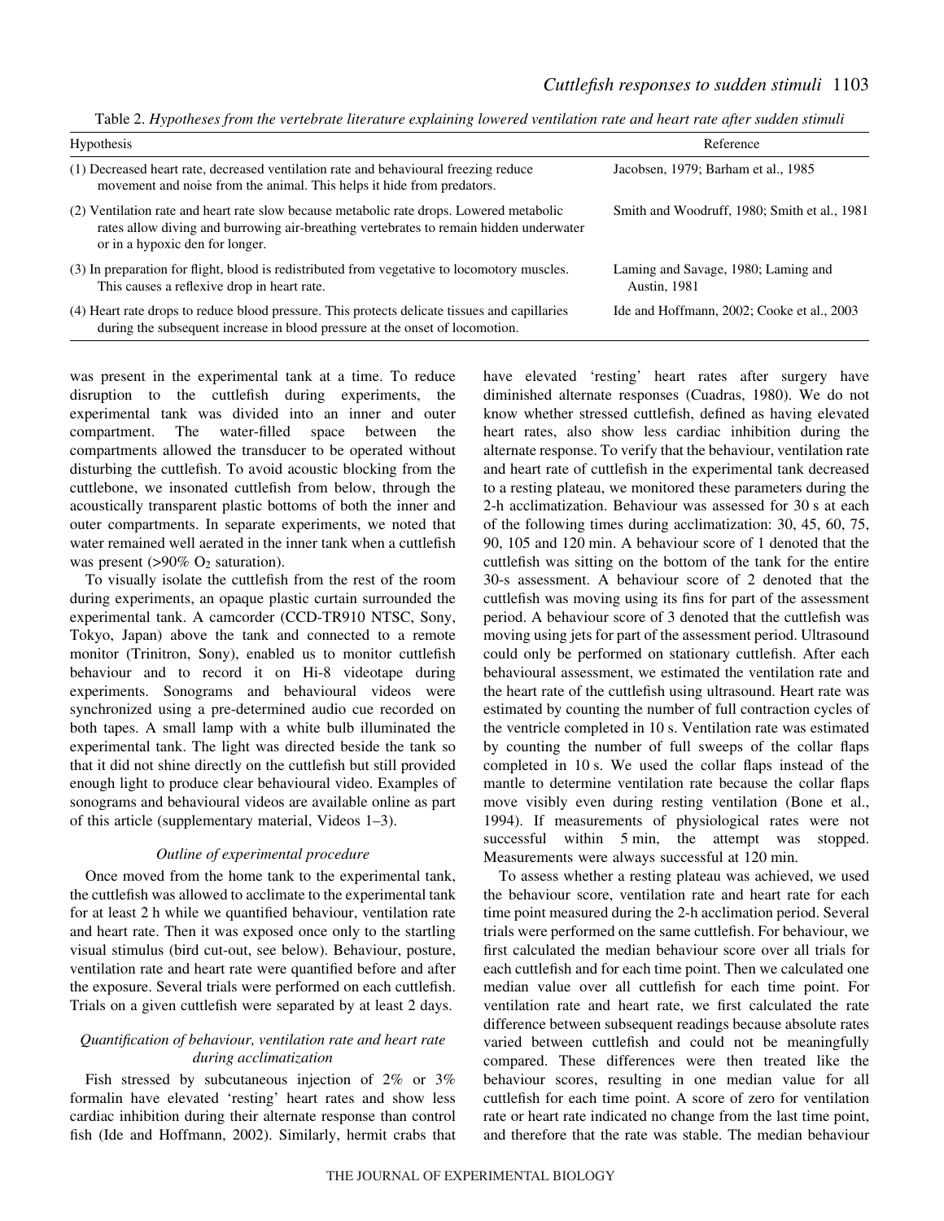Table 2. *Hypotheses from the vertebrate literature explaining lowered ventilation rate and heart rate after sudden stimuli*

| Hypothesis | Reference |
|---|---|
| (1) Decreased heart rate, decreased ventilation rate and behavioural freezing reduce movement and noise from the animal. This helps it hide from predators. | Jacobsen, 1979; Barham et al., 1985 |
| (2) Ventilation rate and heart rate slow because metabolic rate drops. Lowered metabolic rates allow diving and burrowing air-breathing vertebrates to remain hidden underwater or in a hypoxic den for longer. | Smith and Woodruff, 1980; Smith et al., 1981 |
| (3) In preparation for flight, blood is redistributed from vegetative to locomotory muscles. This causes a reflexive drop in heart rate. | Laming and Savage, 1980; Laming and Austin, 1981 |
| (4) Heart rate drops to reduce blood pressure. This protects delicate tissues and capillaries during the subsequent increase in blood pressure at the onset of locomotion. | Ide and Hoffmann, 2002; Cooke et al., 2003 |

was present in the experimental tank at a time. To reduce disruption to the cuttlefish during experiments, the experimental tank was divided into an inner and outer compartment. The water-filled space between the compartments allowed the transducer to be operated without disturbing the cuttlefish. To avoid acoustic blocking from the cuttlebone, we insonated cuttlefish from below, through the acoustically transparent plastic bottoms of both the inner and outer compartments. In separate experiments, we noted that water remained well aerated in the inner tank when a cuttlefish was present (>90% $O_2$ saturation).

To visually isolate the cuttlefish from the rest of the room during experiments, an opaque plastic curtain surrounded the experimental tank. A camcorder (CCD-TR910 NTSC, Sony, Tokyo, Japan) above the tank and connected to a remote monitor (Trinitron, Sony), enabled us to monitor cuttlefish behaviour and to record it on Hi-8 videotape during experiments. Sonograms and behavioural videos were synchronized using a pre-determined audio cue recorded on both tapes. A small lamp with a white bulb illuminated the experimental tank. The light was directed beside the tank so that it did not shine directly on the cuttlefish but still provided enough light to produce clear behavioural video. Examples of sonograms and behavioural videos are available online as part of this article (supplementary material, Videos 1–3).

### *Outline of experimental procedure*

Once moved from the home tank to the experimental tank, the cuttlefish was allowed to acclimate to the experimental tank for at least 2 h while we quantified behaviour, ventilation rate and heart rate. Then it was exposed once only to the startling visual stimulus (bird cut-out, see below). Behaviour, posture, ventilation rate and heart rate were quantified before and after the exposure. Several trials were performed on each cuttlefish. Trials on a given cuttlefish were separated by at least 2 days.

### *Quantification of behaviour, ventilation rate and heart rate during acclimatization*

Fish stressed by subcutaneous injection of 2% or 3% formalin have elevated 'resting' heart rates and show less cardiac inhibition during their alternate response than control fish (Ide and Hoffmann, 2002). Similarly, hermit crabs that have elevated 'resting' heart rates after surgery have diminished alternate responses (Cuadras, 1980). We do not know whether stressed cuttlefish, defined as having elevated heart rates, also show less cardiac inhibition during the alternate response. To verify that the behaviour, ventilation rate and heart rate of cuttlefish in the experimental tank decreased to a resting plateau, we monitored these parameters during the 2-h acclimatization. Behaviour was assessed for 30 s at each of the following times during acclimatization: 30, 45, 60, 75, 90, 105 and 120 min. A behaviour score of 1 denoted that the cuttlefish was sitting on the bottom of the tank for the entire 30-s assessment. A behaviour score of 2 denoted that the cuttlefish was moving using its fins for part of the assessment period. A behaviour score of 3 denoted that the cuttlefish was moving using jets for part of the assessment period. Ultrasound could only be performed on stationary cuttlefish. After each behavioural assessment, we estimated the ventilation rate and the heart rate of the cuttlefish using ultrasound. Heart rate was estimated by counting the number of full contraction cycles of the ventricle completed in 10 s. Ventilation rate was estimated by counting the number of full sweeps of the collar flaps completed in 10 s. We used the collar flaps instead of the mantle to determine ventilation rate because the collar flaps move visibly even during resting ventilation (Bone et al., 1994). If measurements of physiological rates were not successful within 5 min, the attempt was stopped. Measurements were always successful at 120 min.

To assess whether a resting plateau was achieved, we used the behaviour score, ventilation rate and heart rate for each time point measured during the 2-h acclimation period. Several trials were performed on the same cuttlefish. For behaviour, we first calculated the median behaviour score over all trials for each cuttlefish and for each time point. Then we calculated one median value over all cuttlefish for each time point. For ventilation rate and heart rate, we first calculated the rate difference between subsequent readings because absolute rates varied between cuttlefish and could not be meaningfully compared. These differences were then treated like the behaviour scores, resulting in one median value for all cuttlefish for each time point. A score of zero for ventilation rate or heart rate indicated no change from the last time point, and therefore that the rate was stable. The median behaviour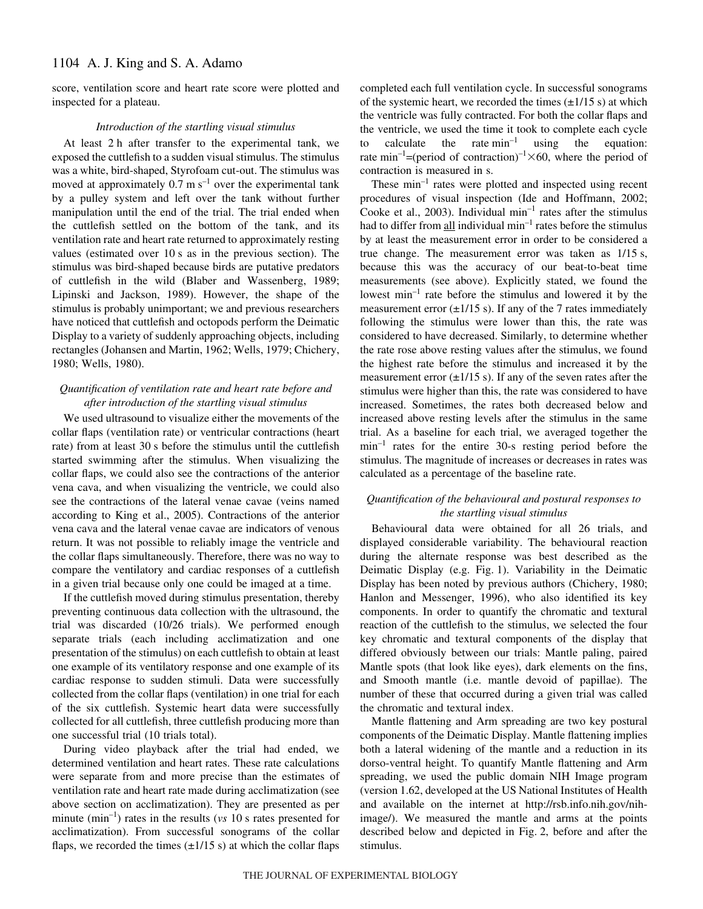score, ventilation score and heart rate score were plotted and inspected for a plateau.

### *Introduction of the startling visual stimulus*

At least 2 h after transfer to the experimental tank, we exposed the cuttlefish to a sudden visual stimulus. The stimulus was a white, bird-shaped, Styrofoam cut-out. The stimulus was moved at approximately 0.7 m s$^{-1}$ over the experimental tank by a pulley system and left over the tank without further manipulation until the end of the trial. The trial ended when the cuttlefish settled on the bottom of the tank, and its ventilation rate and heart rate returned to approximately resting values (estimated over 10 s as in the previous section). The stimulus was bird-shaped because birds are putative predators of cuttlefish in the wild (Blaber and Wassenberg, 1989; Lipinski and Jackson, 1989). However, the shape of the stimulus is probably unimportant; we and previous researchers have noticed that cuttlefish and octopods perform the Deimatic Display to a variety of suddenly approaching objects, including rectangles (Johansen and Martin, 1962; Wells, 1979; Chichery, 1980; Wells, 1980).

### *Quantification of ventilation rate and heart rate before and after introduction of the startling visual stimulus*

We used ultrasound to visualize either the movements of the collar flaps (ventilation rate) or ventricular contractions (heart rate) from at least 30 s before the stimulus until the cuttlefish started swimming after the stimulus. When visualizing the collar flaps, we could also see the contractions of the anterior vena cava, and when visualizing the ventricle, we could also see the contractions of the lateral venae cavae (veins named according to King et al., 2005). Contractions of the anterior vena cava and the lateral venae cavae are indicators of venous return. It was not possible to reliably image the ventricle and the collar flaps simultaneously. Therefore, there was no way to compare the ventilatory and cardiac responses of a cuttlefish in a given trial because only one could be imaged at a time.

If the cuttlefish moved during stimulus presentation, thereby preventing continuous data collection with the ultrasound, the trial was discarded (10/26 trials). We performed enough separate trials (each including acclimatization and one presentation of the stimulus) on each cuttlefish to obtain at least one example of its ventilatory response and one example of its cardiac response to sudden stimuli. Data were successfully collected from the collar flaps (ventilation) in one trial for each of the six cuttlefish. Systemic heart data were successfully collected for all cuttlefish, three cuttlefish producing more than one successful trial (10 trials total).

During video playback after the trial had ended, we determined ventilation and heart rates. These rate calculations were separate from and more precise than the estimates of ventilation rate and heart rate made during acclimatization (see above section on acclimatization). They are presented as per minute (min$^{-1}$) rates in the results (*vs* 10 s rates presented for acclimatization). From successful sonograms of the collar flaps, we recorded the times (±1/15 s) at which the collar flaps completed each full ventilation cycle. In successful sonograms of the systemic heart, we recorded the times (±1/15 s) at which the ventricle was fully contracted. For both the collar flaps and the ventricle, we used the time it took to complete each cycle to calculate the rate min$^{-1}$ using the equation: rate min$^{-1}$=(period of contraction)$^{-1}$×60, where the period of contraction is measured in s.

These min$^{-1}$ rates were plotted and inspected using recent procedures of visual inspection (Ide and Hoffmann, 2002; Cooke et al., 2003). Individual min$^{-1}$ rates after the stimulus had to differ from all individual min$^{-1}$ rates before the stimulus by at least the measurement error in order to be considered a true change. The measurement error was taken as 1/15 s, because this was the accuracy of our beat-to-beat time measurements (see above). Explicitly stated, we found the lowest min$^{-1}$ rate before the stimulus and lowered it by the measurement error (±1/15 s). If any of the 7 rates immediately following the stimulus were lower than this, the rate was considered to have decreased. Similarly, to determine whether the rate rose above resting values after the stimulus, we found the highest rate before the stimulus and increased it by the measurement error (±1/15 s). If any of the seven rates after the stimulus were higher than this, the rate was considered to have increased. Sometimes, the rates both decreased below and increased above resting levels after the stimulus in the same trial. As a baseline for each trial, we averaged together the min$^{-1}$ rates for the entire 30-s resting period before the stimulus. The magnitude of increases or decreases in rates was calculated as a percentage of the baseline rate.

### *Quantification of the behavioural and postural responses to the startling visual stimulus*

Behavioural data were obtained for all 26 trials, and displayed considerable variability. The behavioural reaction during the alternate response was best described as the Deimatic Display (e.g. Fig. 1). Variability in the Deimatic Display has been noted by previous authors (Chichery, 1980; Hanlon and Messenger, 1996), who also identified its key components. In order to quantify the chromatic and textural reaction of the cuttlefish to the stimulus, we selected the four key chromatic and textural components of the display that differed obviously between our trials: Mantle paling, paired Mantle spots (that look like eyes), dark elements on the fins, and Smooth mantle (i.e. mantle devoid of papillae). The number of these that occurred during a given trial was called the chromatic and textural index.

Mantle flattening and Arm spreading are two key postural components of the Deimatic Display. Mantle flattening implies both a lateral widening of the mantle and a reduction in its dorso-ventral height. To quantify Mantle flattening and Arm spreading, we used the public domain NIH Image program (version 1.62, developed at the US National Institutes of Health and available on the internet at http://rsb.info.nih.gov/nih-image/). We measured the mantle and arms at the points described below and depicted in Fig. 2, before and after the stimulus.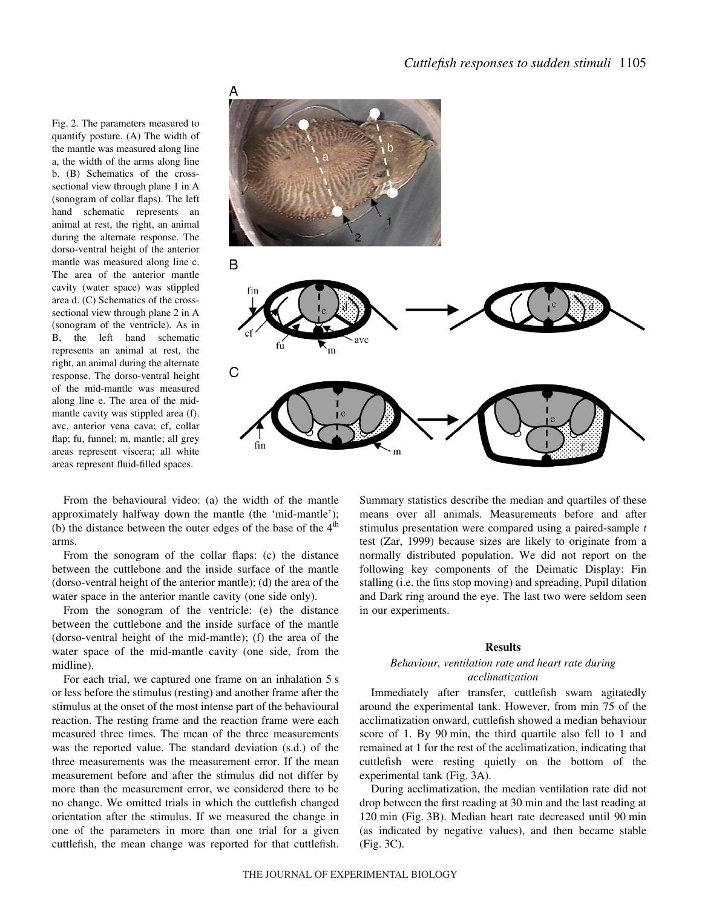Fig. 2. The parameters measured to quantify posture. (A) The width of the mantle was measured along line a, the width of the arms along line b. (B) Schematics of the cross-sectional view through plane 1 in A (sonogram of collar flaps). The left hand schematic represents an animal at rest, the right, an animal during the alternate response. The dorso-ventral height of the anterior mantle was measured along line c. The area of the anterior mantle cavity (water space) was stippled area d. (C) Schematics of the cross-sectional view through plane 2 in A (sonogram of the ventricle). As in B, the left hand schematic represents an animal at rest, the right, an animal during the alternate response. The dorso-ventral height of the mid-mantle was measured along line e. The area of the mid-mantle cavity was stippled area (f). avc, anterior vena cava; cf, collar flap; fu, funnel; m, mantle; all grey areas represent viscera; all white areas represent fluid-filled spaces.

From the behavioural video: (a) the width of the mantle approximately halfway down the mantle (the 'mid-mantle'); (b) the distance between the outer edges of the base of the 4th arms.

From the sonogram of the collar flaps: (c) the distance between the cuttlebone and the inside surface of the mantle (dorso-ventral height of the anterior mantle); (d) the area of the water space in the anterior mantle cavity (one side only).

From the sonogram of the ventricle: (e) the distance between the cuttlebone and the inside surface of the mantle (dorso-ventral height of the mid-mantle); (f) the area of the water space of the mid-mantle cavity (one side, from the midline).

For each trial, we captured one frame on an inhalation 5 s or less before the stimulus (resting) and another frame after the stimulus at the onset of the most intense part of the behavioural reaction. The resting frame and the reaction frame were each measured three times. The mean of the three measurements was the reported value. The standard deviation (s.d.) of the three measurements was the measurement error. If the mean measurement before and after the stimulus did not differ by more than the measurement error, we considered there to be no change. We omitted trials in which the cuttlefish changed orientation after the stimulus. If we measured the change in one of the parameters in more than one trial for a given cuttlefish, the mean change was reported for that cuttlefish. Summary statistics describe the median and quartiles of these means over all animals. Measurements before and after stimulus presentation were compared using a paired-sample *t* test (Zar, 1999) because sizes are likely to originate from a normally distributed population. We did not report on the following key components of the Deimatic Display: Fin stalling (i.e. the fins stop moving) and spreading, Pupil dilation and Dark ring around the eye. The last two were seldom seen in our experiments.

## Results

### *Behaviour, ventilation rate and heart rate during acclimatization*

Immediately after transfer, cuttlefish swam agitatedly around the experimental tank. However, from min 75 of the acclimatization onward, cuttlefish showed a median behaviour score of 1. By 90 min, the third quartile also fell to 1 and remained at 1 for the rest of the acclimatization, indicating that cuttlefish were resting quietly on the bottom of the experimental tank (Fig. 3A).

During acclimatization, the median ventilation rate did not drop between the first reading at 30 min and the last reading at 120 min (Fig. 3B). Median heart rate decreased until 90 min (as indicated by negative values), and then became stable (Fig. 3C).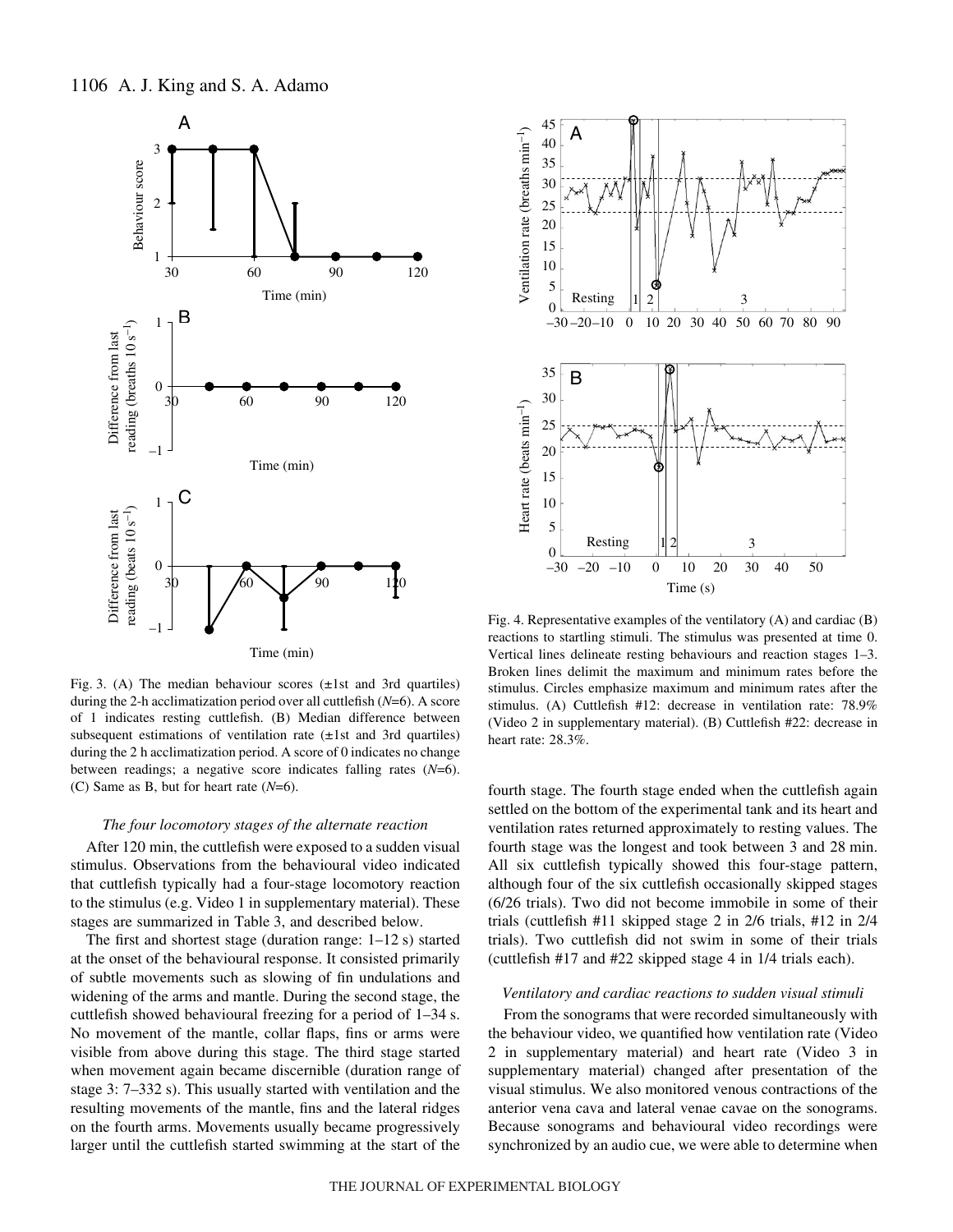Fig. 3. (A) The median behaviour scores (±1st and 3rd quartiles) during the 2-h acclimatization period over all cuttlefish ($N$=6). A score of 1 indicates resting cuttlefish. (B) Median difference between subsequent estimations of ventilation rate (±1st and 3rd quartiles) during the 2 h acclimatization period. A score of 0 indicates no change between readings; a negative score indicates falling rates ($N$=6). (C) Same as B, but for heart rate ($N$=6).

Fig. 4. Representative examples of the ventilatory (A) and cardiac (B) reactions to startling stimuli. The stimulus was presented at time 0. Vertical lines delineate resting behaviours and reaction stages 1–3. Broken lines delimit the maximum and minimum rates before the stimulus. Circles emphasize maximum and minimum rates after the stimulus. (A) Cuttlefish #12: decrease in ventilation rate: 78.9% (Video 2 in supplementary material). (B) Cuttlefish #22: decrease in heart rate: 28.3%.

### *The four locomotory stages of the alternate reaction*

After 120 min, the cuttlefish were exposed to a sudden visual stimulus. Observations from the behavioural video indicated that cuttlefish typically had a four-stage locomotory reaction to the stimulus (e.g. Video 1 in supplementary material). These stages are summarized in Table 3, and described below.

The first and shortest stage (duration range: 1–12 s) started at the onset of the behavioural response. It consisted primarily of subtle movements such as slowing of fin undulations and widening of the arms and mantle. During the second stage, the cuttlefish showed behavioural freezing for a period of 1–34 s. No movement of the mantle, collar flaps, fins or arms were visible from above during this stage. The third stage started when movement again became discernible (duration range of stage 3: 7–332 s). This usually started with ventilation and the resulting movements of the mantle, fins and the lateral ridges on the fourth arms. Movements usually became progressively larger until the cuttlefish started swimming at the start of the fourth stage. The fourth stage ended when the cuttlefish again settled on the bottom of the experimental tank and its heart and ventilation rates returned approximately to resting values. The fourth stage was the longest and took between 3 and 28 min. All six cuttlefish typically showed this four-stage pattern, although four of the six cuttlefish occasionally skipped stages (6/26 trials). Two did not become immobile in some of their trials (cuttlefish #11 skipped stage 2 in 2/6 trials, #12 in 2/4 trials). Two cuttlefish did not swim in some of their trials (cuttlefish #17 and #22 skipped stage 4 in 1/4 trials each).

### *Ventilatory and cardiac reactions to sudden visual stimuli*

From the sonograms that were recorded simultaneously with the behaviour video, we quantified how ventilation rate (Video 2 in supplementary material) and heart rate (Video 3 in supplementary material) changed after presentation of the visual stimulus. We also monitored venous contractions of the anterior vena cava and lateral venae cavae on the sonograms. Because sonograms and behavioural video recordings were synchronized by an audio cue, we were able to determine when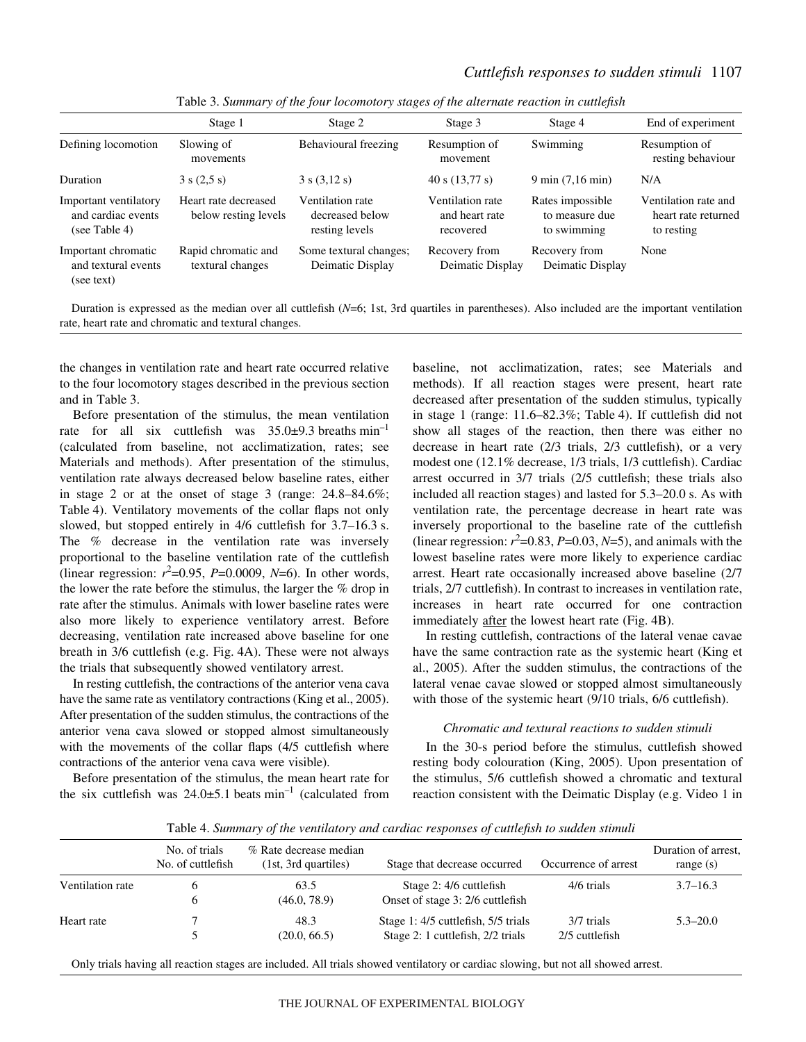Table 3. *Summary of the four locomotory stages of the alternate reaction in cuttlefish*

| | Stage 1 | Stage 2 | Stage 3 | Stage 4 | End of experiment |
|---|---|---|---|---|---|
| Defining locomotion | Slowing of movements | Behavioural freezing | Resumption of movement | Swimming | Resumption of resting behaviour |
| Duration | 3 s (2,5 s) | 3 s (3,12 s) | 40 s (13,77 s) | 9 min (7,16 min) | N/A |
| Important ventilatory and cardiac events (see Table 4) | Heart rate decreased below resting levels | Ventilation rate decreased below resting levels | Ventilation rate and heart rate recovered | Rates impossible to measure due to swimming | Ventilation rate and heart rate returned to resting |
| Important chromatic and textural events (see text) | Rapid chromatic and textural changes | Some textural changes; Deimatic Display | Recovery from Deimatic Display | Recovery from Deimatic Display | None |

Duration is expressed as the median over all cuttlefish ($N$=6; 1st, 3rd quartiles in parentheses). Also included are the important ventilation rate, heart rate and chromatic and textural changes.

the changes in ventilation rate and heart rate occurred relative to the four locomotory stages described in the previous section and in Table 3.

Before presentation of the stimulus, the mean ventilation rate for all six cuttlefish was 35.0±9.3 breaths $min^{-1}$ (calculated from baseline, not acclimatization, rates; see Materials and methods). After presentation of the stimulus, ventilation rate always decreased below baseline rates, either in stage 2 or at the onset of stage 3 (range: 24.8–84.6%; Table 4). Ventilatory movements of the collar flaps not only slowed, but stopped entirely in 4/6 cuttlefish for 3.7–16.3 s. The % decrease in the ventilation rate was inversely proportional to the baseline ventilation rate of the cuttlefish (linear regression: $r^2$=0.95, $P$=0.0009, $N$=6). In other words, the lower the rate before the stimulus, the larger the % drop in rate after the stimulus. Animals with lower baseline rates were also more likely to experience ventilatory arrest. Before decreasing, ventilation rate increased above baseline for one breath in 3/6 cuttlefish (e.g. Fig. 4A). These were not always the trials that subsequently showed ventilatory arrest.

In resting cuttlefish, the contractions of the anterior vena cava have the same rate as ventilatory contractions (King et al., 2005). After presentation of the sudden stimulus, the contractions of the anterior vena cava slowed or stopped almost simultaneously with the movements of the collar flaps (4/5 cuttlefish where contractions of the anterior vena cava were visible).

Before presentation of the stimulus, the mean heart rate for the six cuttlefish was 24.0±5.1 beats $min^{-1}$ (calculated from baseline, not acclimatization, rates; see Materials and methods). If all reaction stages were present, heart rate decreased after presentation of the sudden stimulus, typically in stage 1 (range: 11.6–82.3%; Table 4). If cuttlefish did not show all stages of the reaction, then there was either no decrease in heart rate (2/3 trials, 2/3 cuttlefish), or a very modest one (12.1% decrease, 1/3 trials, 1/3 cuttlefish). Cardiac arrest occurred in 3/7 trials (2/5 cuttlefish; these trials also included all reaction stages) and lasted for 5.3–20.0 s. As with ventilation rate, the percentage decrease in heart rate was inversely proportional to the baseline rate of the cuttlefish (linear regression: $r^2$=0.83, $P$=0.03, $N$=5), and animals with the lowest baseline rates were more likely to experience cardiac arrest. Heart rate occasionally increased above baseline (2/7 trials, 2/7 cuttlefish). In contrast to increases in ventilation rate, increases in heart rate occurred for one contraction immediately after the lowest heart rate (Fig. 4B).

In resting cuttlefish, contractions of the lateral venae cavae have the same contraction rate as the systemic heart (King et al., 2005). After the sudden stimulus, the contractions of the lateral venae cavae slowed or stopped almost simultaneously with those of the systemic heart (9/10 trials, 6/6 cuttlefish).

### *Chromatic and textural reactions to sudden stimuli*

In the 30-s period before the stimulus, cuttlefish showed resting body colouration (King, 2005). Upon presentation of the stimulus, 5/6 cuttlefish showed a chromatic and textural reaction consistent with the Deimatic Display (e.g. Video 1 in

Table 4. *Summary of the ventilatory and cardiac responses of cuttlefish to sudden stimuli*

| | No. of trials / No. of cuttlefish | % Rate decrease median (1st, 3rd quartiles) | Stage that decrease occurred | Occurrence of arrest | Duration of arrest, range (s) |
|---|---|---|---|---|---|
| Ventilation rate | 6 / 6 | 63.5 (46.0, 78.9) | Stage 2: 4/6 cuttlefish; Onset of stage 3: 2/6 cuttlefish | 4/6 trials | 3.7–16.3 |
| Heart rate | 7 / 5 | 48.3 (20.0, 66.5) | Stage 1: 4/5 cuttlefish, 5/5 trials; Stage 2: 1 cuttlefish, 2/2 trials | 3/7 trials; 2/5 cuttlefish | 5.3–20.0 |

Only trials having all reaction stages are included. All trials showed ventilatory or cardiac slowing, but not all showed arrest.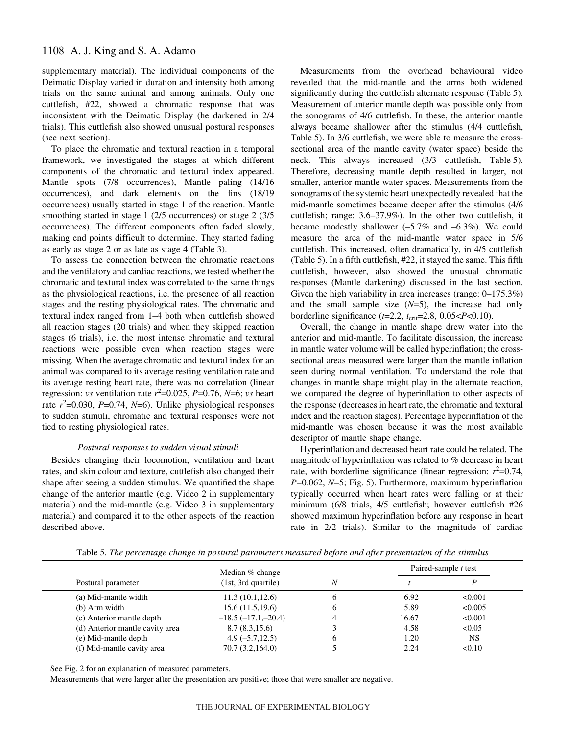supplementary material). The individual components of the Deimatic Display varied in duration and intensity both among trials on the same animal and among animals. Only one cuttlefish, #22, showed a chromatic response that was inconsistent with the Deimatic Display (he darkened in 2/4 trials). This cuttlefish also showed unusual postural responses (see next section).

To place the chromatic and textural reaction in a temporal framework, we investigated the stages at which different components of the chromatic and textural index appeared. Mantle spots (7/8 occurrences), Mantle paling (14/16 occurrences), and dark elements on the fins (18/19 occurrences) usually started in stage 1 of the reaction. Mantle smoothing started in stage 1 (2/5 occurrences) or stage 2 (3/5 occurrences). The different components often faded slowly, making end points difficult to determine. They started fading as early as stage 2 or as late as stage 4 (Table 3).

To assess the connection between the chromatic reactions and the ventilatory and cardiac reactions, we tested whether the chromatic and textural index was correlated to the same things as the physiological reactions, i.e. the presence of all reaction stages and the resting physiological rates. The chromatic and textural index ranged from 1–4 both when cuttlefish showed all reaction stages (20 trials) and when they skipped reaction stages (6 trials), i.e. the most intense chromatic and textural reactions were possible even when reaction stages were missing. When the average chromatic and textural index for an animal was compared to its average resting ventilation rate and its average resting heart rate, there was no correlation (linear regression: *vs* ventilation rate $r^2$=0.025, *P*=0.76, *N*=6; *vs* heart rate $r^2$=0.030, *P*=0.74, *N*=6). Unlike physiological responses to sudden stimuli, chromatic and textural responses were not tied to resting physiological rates.

### *Postural responses to sudden visual stimuli*

Besides changing their locomotion, ventilation and heart rates, and skin colour and texture, cuttlefish also changed their shape after seeing a sudden stimulus. We quantified the shape change of the anterior mantle (e.g. Video 2 in supplementary material) and the mid-mantle (e.g. Video 3 in supplementary material) and compared it to the other aspects of the reaction described above.

Measurements from the overhead behavioural video revealed that the mid-mantle and the arms both widened significantly during the cuttlefish alternate response (Table 5). Measurement of anterior mantle depth was possible only from the sonograms of 4/6 cuttlefish. In these, the anterior mantle always became shallower after the stimulus (4/4 cuttlefish, Table 5). In 3/6 cuttlefish, we were able to measure the cross-sectional area of the mantle cavity (water space) beside the neck. This always increased (3/3 cuttlefish, Table 5). Therefore, decreasing mantle depth resulted in larger, not smaller, anterior mantle water spaces. Measurements from the sonograms of the systemic heart unexpectedly revealed that the mid-mantle sometimes became deeper after the stimulus (4/6 cuttlefish; range: 3.6–37.9%). In the other two cuttlefish, it became modestly shallower (–5.7% and –6.3%). We could measure the area of the mid-mantle water space in 5/6 cuttlefish. This increased, often dramatically, in 4/5 cuttlefish (Table 5). In a fifth cuttlefish, #22, it stayed the same. This fifth cuttlefish, however, also showed the unusual chromatic responses (Mantle darkening) discussed in the last section. Given the high variability in area increases (range: 0–175.3%) and the small sample size (*N*=5), the increase had only borderline significance ($t$=2.2, $t_{\mathrm{crit}}$=2.8, 0.05<*P*<0.10).

Overall, the change in mantle shape drew water into the anterior and mid-mantle. To facilitate discussion, the increase in mantle water volume will be called hyperinflation; the cross-sectional areas measured were larger than the mantle inflation seen during normal ventilation. To understand the role that changes in mantle shape might play in the alternate reaction, we compared the degree of hyperinflation to other aspects of the response (decreases in heart rate, the chromatic and textural index and the reaction stages). Percentage hyperinflation of the mid-mantle was chosen because it was the most available descriptor of mantle shape change.

Hyperinflation and decreased heart rate could be related. The magnitude of hyperinflation was related to % decrease in heart rate, with borderline significance (linear regression: $r^2$=0.74, *P*=0.062, *N*=5; Fig. 5). Furthermore, maximum hyperinflation typically occurred when heart rates were falling or at their minimum (6/8 trials, 4/5 cuttlefish; however cuttlefish #26 showed maximum hyperinflation before any response in heart rate in 2/2 trials). Similar to the magnitude of cardiac

Table 5. *The percentage change in postural parameters measured before and after presentation of the stimulus*

| Postural parameter | Median % change (1st, 3rd quartile) | *N* | Paired-sample *t* test | |
|---|---|---|---|---|
| | | | *t* | *P* |
| (a) Mid-mantle width | 11.3 (10.1,12.6) | 6 | 6.92 | <0.001 |
| (b) Arm width | 15.6 (11.5,19.6) | 6 | 5.89 | <0.005 |
| (c) Anterior mantle depth | –18.5 (–17.1,–20.4) | 4 | 16.67 | <0.001 |
| (d) Anterior mantle cavity area | 8.7 (8.3,15.6) | 3 | 4.58 | <0.05 |
| (e) Mid-mantle depth | 4.9 (–5.7,12.5) | 6 | 1.20 | NS |
| (f) Mid-mantle cavity area | 70.7 (3.2,164.0) | 5 | 2.24 | <0.10 |

See Fig. 2 for an explanation of measured parameters.
Measurements that were larger after the presentation are positive; those that were smaller are negative.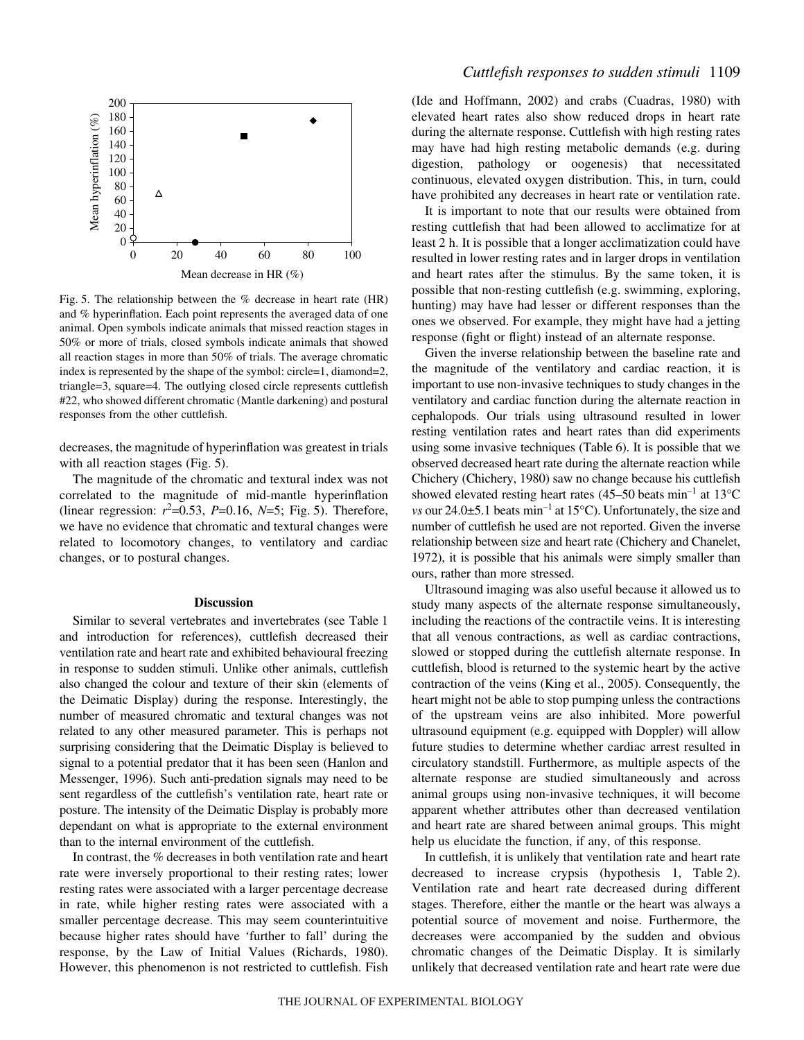Mean hyperinflation (%)

200
180
160
140
120
100
80
60
40
20
0

0
20
40
60
80
100

Mean decrease in HR (%)

Fig. 5. The relationship between the % decrease in heart rate (HR) and % hyperinflation. Each point represents the averaged data of one animal. Open symbols indicate animals that missed reaction stages in 50% or more of trials, closed symbols indicate animals that showed all reaction stages in more than 50% of trials. The average chromatic index is represented by the shape of the symbol: circle=1, diamond=2, triangle=3, square=4. The outlying closed circle represents cuttlefish #22, who showed different chromatic (Mantle darkening) and postural responses from the other cuttlefish.

decreases, the magnitude of hyperinflation was greatest in trials with all reaction stages (Fig. 5).

The magnitude of the chromatic and textural index was not correlated to the magnitude of mid-mantle hyperinflation (linear regression: $r^2$=0.53, $P$=0.16, $N$=5; Fig. 5). Therefore, we have no evidence that chromatic and textural changes were related to locomotory changes, to ventilatory and cardiac changes, or to postural changes.

## Discussion

Similar to several vertebrates and invertebrates (see Table 1 and introduction for references), cuttlefish decreased their ventilation rate and heart rate and exhibited behavioural freezing in response to sudden stimuli. Unlike other animals, cuttlefish also changed the colour and texture of their skin (elements of the Deimatic Display) during the response. Interestingly, the number of measured chromatic and textural changes was not related to any other measured parameter. This is perhaps not surprising considering that the Deimatic Display is believed to signal to a potential predator that it has been seen (Hanlon and Messenger, 1996). Such anti-predation signals may need to be sent regardless of the cuttlefish's ventilation rate, heart rate or posture. The intensity of the Deimatic Display is probably more dependant on what is appropriate to the external environment than to the internal environment of the cuttlefish.

In contrast, the % decreases in both ventilation rate and heart rate were inversely proportional to their resting rates; lower resting rates were associated with a larger percentage decrease in rate, while higher resting rates were associated with a smaller percentage decrease. This may seem counterintuitive because higher rates should have 'further to fall' during the response, by the Law of Initial Values (Richards, 1980). However, this phenomenon is not restricted to cuttlefish. Fish (Ide and Hoffmann, 2002) and crabs (Cuadras, 1980) with elevated heart rates also show reduced drops in heart rate during the alternate response. Cuttlefish with high resting rates may have had high resting metabolic demands (e.g. during digestion, pathology or oogenesis) that necessitated continuous, elevated oxygen distribution. This, in turn, could have prohibited any decreases in heart rate or ventilation rate.

It is important to note that our results were obtained from resting cuttlefish that had been allowed to acclimatize for at least 2 h. It is possible that a longer acclimatization could have resulted in lower resting rates and in larger drops in ventilation and heart rates after the stimulus. By the same token, it is possible that non-resting cuttlefish (e.g. swimming, exploring, hunting) may have had lesser or different responses than the ones we observed. For example, they might have had a jetting response (fight or flight) instead of an alternate response.

Given the inverse relationship between the baseline rate and the magnitude of the ventilatory and cardiac reaction, it is important to use non-invasive techniques to study changes in the ventilatory and cardiac function during the alternate reaction in cephalopods. Our trials using ultrasound resulted in lower resting ventilation rates and heart rates than did experiments using some invasive techniques (Table 6). It is possible that we observed decreased heart rate during the alternate reaction while Chichery (Chichery, 1980) saw no change because his cuttlefish showed elevated resting heart rates (45–50 beats $min^{-1}$ at 13°C *vs* our 24.0±5.1 beats $min^{-1}$ at 15°C). Unfortunately, the size and number of cuttlefish he used are not reported. Given the inverse relationship between size and heart rate (Chichery and Chanelet, 1972), it is possible that his animals were simply smaller than ours, rather than more stressed.

Ultrasound imaging was also useful because it allowed us to study many aspects of the alternate response simultaneously, including the reactions of the contractile veins. It is interesting that all venous contractions, as well as cardiac contractions, slowed or stopped during the cuttlefish alternate response. In cuttlefish, blood is returned to the systemic heart by the active contraction of the veins (King et al., 2005). Consequently, the heart might not be able to stop pumping unless the contractions of the upstream veins are also inhibited. More powerful ultrasound equipment (e.g. equipped with Doppler) will allow future studies to determine whether cardiac arrest resulted in circulatory standstill. Furthermore, as multiple aspects of the alternate response are studied simultaneously and across animal groups using non-invasive techniques, it will become apparent whether attributes other than decreased ventilation and heart rate are shared between animal groups. This might help us elucidate the function, if any, of this response.

In cuttlefish, it is unlikely that ventilation rate and heart rate decreased to increase crypsis (hypothesis 1, Table 2). Ventilation rate and heart rate decreased during different stages. Therefore, either the mantle or the heart was always a potential source of movement and noise. Furthermore, the decreases were accompanied by the sudden and obvious chromatic changes of the Deimatic Display. It is similarly unlikely that decreased ventilation rate and heart rate were due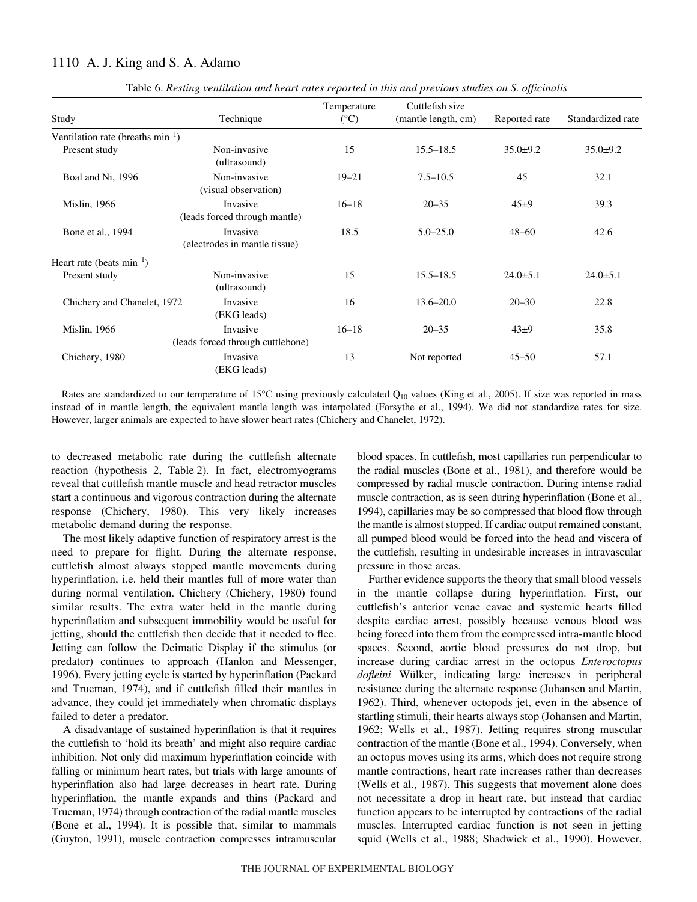Table 6. *Resting ventilation and heart rates reported in this and previous studies on S. officinalis*

| Study | Technique | Temperature (°C) | Cuttlefish size (mantle length, cm) | Reported rate | Standardized rate |
|---|---|---|---|---|---|
| Ventilation rate (breaths $min^{-1}$) | | | | | |
| Present study | Non-invasive (ultrasound) | 15 | 15.5–18.5 | 35.0±9.2 | 35.0±9.2 |
| Boal and Ni, 1996 | Non-invasive (visual observation) | 19–21 | 7.5–10.5 | 45 | 32.1 |
| Mislin, 1966 | Invasive (leads forced through mantle) | 16–18 | 20–35 | 45±9 | 39.3 |
| Bone et al., 1994 | Invasive (electrodes in mantle tissue) | 18.5 | 5.0–25.0 | 48–60 | 42.6 |
| Heart rate (beats $min^{-1}$) | | | | | |
| Present study | Non-invasive (ultrasound) | 15 | 15.5–18.5 | 24.0±5.1 | 24.0±5.1 |
| Chichery and Chanelet, 1972 | Invasive (EKG leads) | 16 | 13.6–20.0 | 20–30 | 22.8 |
| Mislin, 1966 | Invasive (leads forced through cuttlebone) | 16–18 | 20–35 | 43±9 | 35.8 |
| Chichery, 1980 | Invasive (EKG leads) | 13 | Not reported | 45–50 | 57.1 |

Rates are standardized to our temperature of 15°C using previously calculated $Q_{10}$ values (King et al., 2005). If size was reported in mass instead of in mantle length, the equivalent mantle length was interpolated (Forsythe et al., 1994). We did not standardize rates for size. However, larger animals are expected to have slower heart rates (Chichery and Chanelet, 1972).

to decreased metabolic rate during the cuttlefish alternate reaction (hypothesis 2, Table 2). In fact, electromyograms reveal that cuttlefish mantle muscle and head retractor muscles start a continuous and vigorous contraction during the alternate response (Chichery, 1980). This very likely increases metabolic demand during the response.

The most likely adaptive function of respiratory arrest is the need to prepare for flight. During the alternate response, cuttlefish almost always stopped mantle movements during hyperinflation, i.e. held their mantles full of more water than during normal ventilation. Chichery (Chichery, 1980) found similar results. The extra water held in the mantle during hyperinflation and subsequent immobility would be useful for jetting, should the cuttlefish then decide that it needed to flee. Jetting can follow the Deimatic Display if the stimulus (or predator) continues to approach (Hanlon and Messenger, 1996). Every jetting cycle is started by hyperinflation (Packard and Trueman, 1974), and if cuttlefish filled their mantles in advance, they could jet immediately when chromatic displays failed to deter a predator.

A disadvantage of sustained hyperinflation is that it requires the cuttlefish to 'hold its breath' and might also require cardiac inhibition. Not only did maximum hyperinflation coincide with falling or minimum heart rates, but trials with large amounts of hyperinflation also had large decreases in heart rate. During hyperinflation, the mantle expands and thins (Packard and Trueman, 1974) through contraction of the radial mantle muscles (Bone et al., 1994). It is possible that, similar to mammals (Guyton, 1991), muscle contraction compresses intramuscular blood spaces. In cuttlefish, most capillaries run perpendicular to the radial muscles (Bone et al., 1981), and therefore would be compressed by radial muscle contraction. During intense radial muscle contraction, as is seen during hyperinflation (Bone et al., 1994), capillaries may be so compressed that blood flow through the mantle is almost stopped. If cardiac output remained constant, all pumped blood would be forced into the head and viscera of the cuttlefish, resulting in undesirable increases in intravascular pressure in those areas.

Further evidence supports the theory that small blood vessels in the mantle collapse during hyperinflation. First, our cuttlefish's anterior venae cavae and systemic hearts filled despite cardiac arrest, possibly because venous blood was being forced into them from the compressed intra-mantle blood spaces. Second, aortic blood pressures do not drop, but increase during cardiac arrest in the octopus *Enteroctopus dofleini* Wülker, indicating large increases in peripheral resistance during the alternate response (Johansen and Martin, 1962). Third, whenever octopods jet, even in the absence of startling stimuli, their hearts always stop (Johansen and Martin, 1962; Wells et al., 1987). Jetting requires strong muscular contraction of the mantle (Bone et al., 1994). Conversely, when an octopus moves using its arms, which does not require strong mantle contractions, heart rate increases rather than decreases (Wells et al., 1987). This suggests that movement alone does not necessitate a drop in heart rate, but instead that cardiac function appears to be interrupted by contractions of the radial muscles. Interrupted cardiac function is not seen in jetting squid (Wells et al., 1988; Shadwick et al., 1990). However,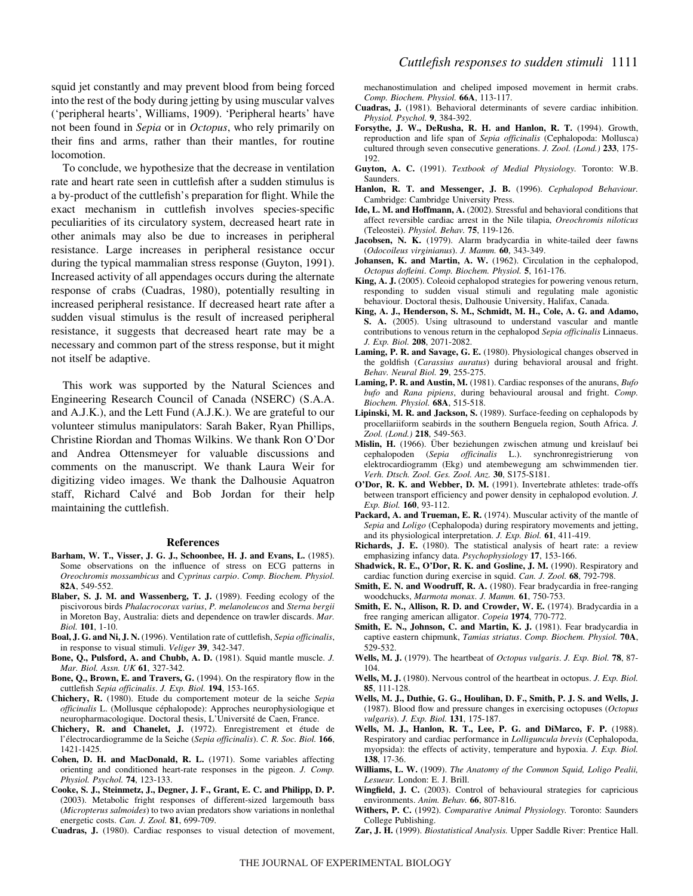squid jet constantly and may prevent blood from being forced into the rest of the body during jetting by using muscular valves ('peripheral hearts', Williams, 1909). 'Peripheral hearts' have not been found in *Sepia* or in *Octopus*, who rely primarily on their fins and arms, rather than their mantles, for routine locomotion.

To conclude, we hypothesize that the decrease in ventilation rate and heart rate seen in cuttlefish after a sudden stimulus is a by-product of the cuttlefish's preparation for flight. While the exact mechanism in cuttlefish involves species-specific peculiarities of its circulatory system, decreased heart rate in other animals may also be due to increases in peripheral resistance. Large increases in peripheral resistance occur during the typical mammalian stress response (Guyton, 1991). Increased activity of all appendages occurs during the alternate response of crabs (Cuadras, 1980), potentially resulting in increased peripheral resistance. If decreased heart rate after a sudden visual stimulus is the result of increased peripheral resistance, it suggests that decreased heart rate may be a necessary and common part of the stress response, but it might not itself be adaptive.

This work was supported by the Natural Sciences and Engineering Research Council of Canada (NSERC) (S.A.A. and A.J.K.), and the Lett Fund (A.J.K.). We are grateful to our volunteer stimulus manipulators: Sarah Baker, Ryan Phillips, Christine Riordan and Thomas Wilkins. We thank Ron O'Dor and Andrea Ottensmeyer for valuable discussions and comments on the manuscript. We thank Laura Weir for digitizing video images. We thank the Dalhousie Aquatron staff, Richard Calvé and Bob Jordan for their help maintaining the cuttlefish.

## References

**Barham, W. T., Visser, J. G. J., Schoonbee, H. J. and Evans, L.** (1985). Some observations on the influence of stress on ECG patterns in *Oreochromis mossambicus* and *Cyprinus carpio*. *Comp. Biochem. Physiol.* **82A**, 549-552.

**Blaber, S. J. M. and Wassenberg, T. J.** (1989). Feeding ecology of the piscivorous birds *Phalacrocorax varius*, *P. melanoleucos* and *Sterna bergii* in Moreton Bay, Australia: diets and dependence on trawler discards. *Mar. Biol.* **101**, 1-10.

**Boal, J. G. and Ni, J. N.** (1996). Ventilation rate of cuttlefish, *Sepia officinalis*, in response to visual stimuli. *Veliger* **39**, 342-347.

**Bone, Q., Pulsford, A. and Chubb, A. D.** (1981). Squid mantle muscle. *J. Mar. Biol. Assn. UK* **61**, 327-342.

**Bone, Q., Brown, E. and Travers, G.** (1994). On the respiratory flow in the cuttlefish *Sepia officinalis*. *J. Exp. Biol.* **194**, 153-165.

**Chichery, R.** (1980). Etude du comportement moteur de la seiche *Sepia officinalis* L. (Mollusque céphalopode): Approches neurophysiologique et neuropharmacologique. Doctoral thesis, L'Université de Caen, France.

**Chichery, R. and Chanelet, J.** (1972). Enregistrement et étude de l'électrocardiogramme de la Seiche (*Sepia officinalis*). *C. R. Soc. Biol.* **166**, 1421-1425.

**Cohen, D. H. and MacDonald, R. L.** (1971). Some variables affecting orienting and conditioned heart-rate responses in the pigeon. *J. Comp. Physiol. Psychol.* **74**, 123-133.

**Cooke, S. J., Steinmetz, J., Degner, J. F., Grant, E. C. and Philipp, D. P.** (2003). Metabolic fright responses of different-sized largemouth bass (*Micropterus salmoides*) to two avian predators show variations in nonlethal energetic costs. *Can. J. Zool.* **81**, 699-709.

**Cuadras, J.** (1980). Cardiac responses to visual detection of movement, mechanostimulation and cheliped imposed movement in hermit crabs. *Comp. Biochem. Physiol.* **66A**, 113-117.

**Cuadras, J.** (1981). Behavioral determinants of severe cardiac inhibition. *Physiol. Psychol.* **9**, 384-392.

**Forsythe, J. W., DeRusha, R. H. and Hanlon, R. T.** (1994). Growth, reproduction and life span of *Sepia officinalis* (Cephalopoda: Mollusca) cultured through seven consecutive generations. *J. Zool. (Lond.)* **233**, 175-192.

**Guyton, A. C.** (1991). *Textbook of Medial Physiology.* Toronto: W.B. Saunders.

**Hanlon, R. T. and Messenger, J. B.** (1996). *Cephalopod Behaviour.* Cambridge: Cambridge University Press.

**Ide, L. M. and Hoffmann, A.** (2002). Stressful and behavioral conditions that affect reversible cardiac arrest in the Nile tilapia, *Oreochromis niloticus* (Teleostei). *Physiol. Behav.* **75**, 119-126.

**Jacobsen, N. K.** (1979). Alarm bradycardia in white-tailed deer fawns (*Odocoileus virginianus*). *J. Mamm.* **60**, 343-349.

**Johansen, K. and Martin, A. W.** (1962). Circulation in the cephalopod, *Octopus dofleini*. *Comp. Biochem. Physiol.* **5**, 161-176.

**King, A. J.** (2005). Coleoid cephalopod strategies for powering venous return, responding to sudden visual stimuli and regulating male agonistic behaviour. Doctoral thesis, Dalhousie University, Halifax, Canada.

**King, A. J., Henderson, S. M., Schmidt, M. H., Cole, A. G. and Adamo, S. A.** (2005). Using ultrasound to understand vascular and mantle contributions to venous return in the cephalopod *Sepia officinalis* Linnaeus. *J. Exp. Biol.* **208**, 2071-2082.

**Laming, P. R. and Savage, G. E.** (1980). Physiological changes observed in the goldfish (*Carassius auratus*) during behavioral arousal and fright. *Behav. Neural Biol.* **29**, 255-275.

**Laming, P. R. and Austin, M.** (1981). Cardiac responses of the anurans, *Bufo bufo* and *Rana pipiens*, during behavioural arousal and fright. *Comp. Biochem. Physiol.* **68A**, 515-518.

**Lipinski, M. R. and Jackson, S.** (1989). Surface-feeding on cephalopods by procellariiform seabirds in the southern Benguela region, South Africa. *J. Zool. (Lond.)* **218**, 549-563.

**Mislin, H.** (1966). Über beziehungen zwischen atmung und kreislauf bei cephalopoden (*Sepia officinalis* L.). synchronregistrierung von elektrocardiogramm (Ekg) und atembewegung am schwimmenden tier. *Verh. Dtsch. Zool. Ges. Zool. Anz.* **30**, S175-S181.

**O'Dor, R. K. and Webber, D. M.** (1991). Invertebrate athletes: trade-offs between transport efficiency and power density in cephalopod evolution. *J. Exp. Biol.* **160**, 93-112.

**Packard, A. and Trueman, E. R.** (1974). Muscular activity of the mantle of *Sepia* and *Loligo* (Cephalopoda) during respiratory movements and jetting, and its physiological interpretation. *J. Exp. Biol.* **61**, 411-419.

**Richards, J. E.** (1980). The statistical analysis of heart rate: a review emphasizing infancy data. *Psychophysiology* **17**, 153-166.

**Shadwick, R. E., O'Dor, R. K. and Gosline, J. M.** (1990). Respiratory and cardiac function during exercise in squid. *Can. J. Zool.* **68**, 792-798.

**Smith, E. N. and Woodruff, R. A.** (1980). Fear bradycardia in free-ranging woodchucks, *Marmota monax*. *J. Mamm.* **61**, 750-753.

**Smith, E. N., Allison, R. D. and Crowder, W. E.** (1974). Bradycardia in a free ranging american alligator. *Copeia* **1974**, 770-772.

**Smith, E. N., Johnson, C. and Martin, K. J.** (1981). Fear bradycardia in captive eastern chipmunk, *Tamias striatus*. *Comp. Biochem. Physiol.* **70A**, 529-532.

**Wells, M. J.** (1979). The heartbeat of *Octopus vulgaris*. *J. Exp. Biol.* **78**, 87-104.

**Wells, M. J.** (1980). Nervous control of the heartbeat in octopus. *J. Exp. Biol.* **85**, 111-128.

**Wells, M. J., Duthie, G. G., Houlihan, D. F., Smith, P. J. S. and Wells, J.** (1987). Blood flow and pressure changes in exercising octopuses (*Octopus vulgaris*). *J. Exp. Biol.* **131**, 175-187.

**Wells, M. J., Hanlon, R. T., Lee, P. G. and DiMarco, F. P.** (1988). Respiratory and cardiac performance in *Lolliguncula brevis* (Cephalopoda, myopsida): the effects of activity, temperature and hypoxia. *J. Exp. Biol.* **138**, 17-36.

**Williams, L. W.** (1909). *The Anatomy of the Common Squid, Loligo Pealii, Lesueur.* London: E. J. Brill.

**Wingfield, J. C.** (2003). Control of behavioural strategies for capricious environments. *Anim. Behav.* **66**, 807-816.

**Withers, P. C.** (1992). *Comparative Animal Physiology.* Toronto: Saunders College Publishing.

**Zar, J. H.** (1999). *Biostatistical Analysis.* Upper Saddle River: Prentice Hall.